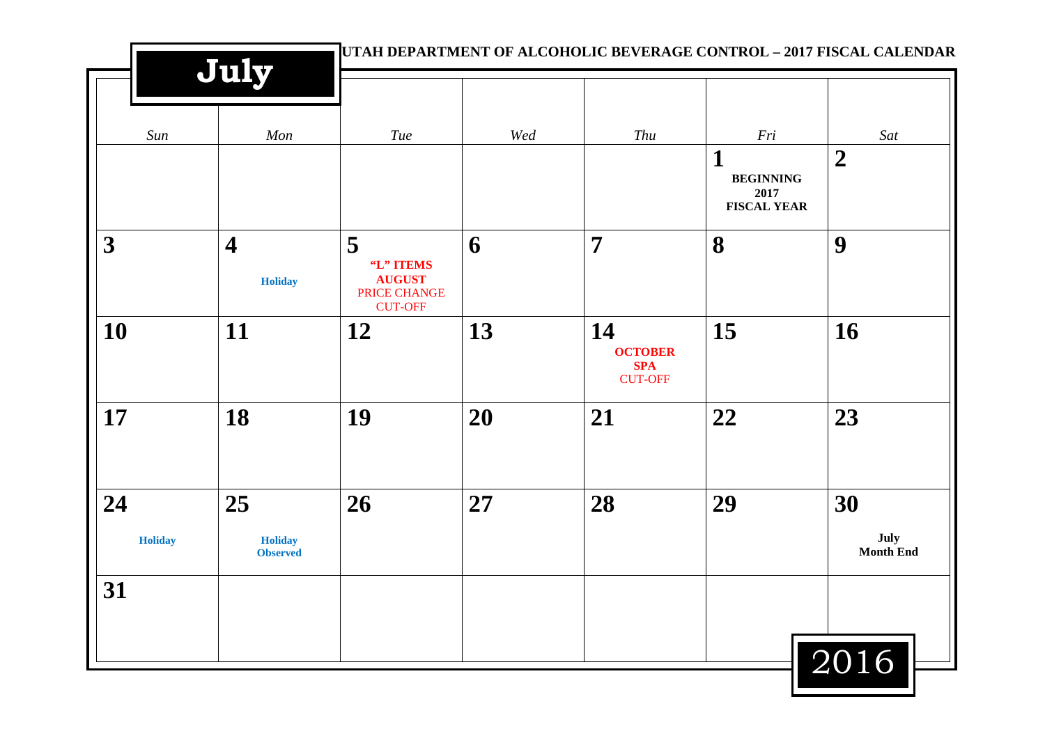# UTAH DEPARTMENT OF ALCOHOLIC BEVERAGE CONTROL – 2017 FISCAL CALENDAR

## July 2016

| Sun | Mon | Tue | Wed | Thu | Fri | Sat |
|---|---|---|---|---|---|---|
| | | | | | **1** BEGINNING 2017 FISCAL YEAR | **2** |
| **3** | **4** Holiday | **5** “L” ITEMS AUGUST PRICE CHANGE CUT-OFF | **6** | **7** | **8** | **9** |
| **10** | **11** | **12** | **13** | **14** OCTOBER SPA CUT-OFF | **15** | **16** |
| **17** | **18** | **19** | **20** | **21** | **22** | **23** |
| **24** Holiday | **25** Holiday Observed | **26** | **27** | **28** | **29** | **30** July Month End |
| **31** | | | | | | |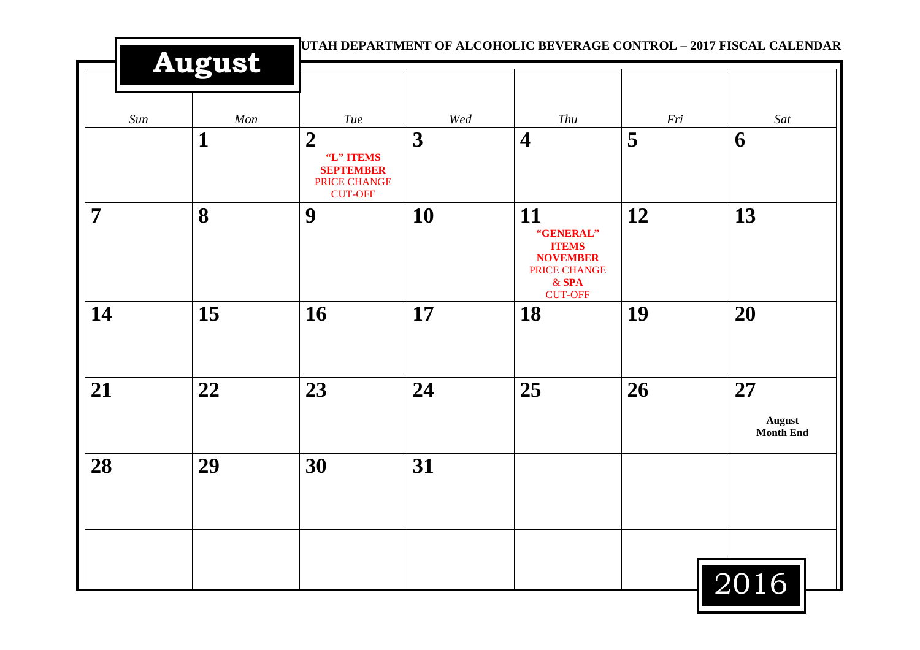# August

**UTAH DEPARTMENT OF ALCOHOLIC BEVERAGE CONTROL – 2017 FISCAL CALENDAR**

| *Sun* | *Mon* | *Tue* | *Wed* | *Thu* | *Fri* | *Sat* |
|---|---|---|---|---|---|---|
| | **1** | **2** **"L" ITEMS SEPTEMBER** PRICE CHANGE CUT-OFF | **3** | **4** | **5** | **6** |
| **7** | **8** | **9** | **10** | **11** **"GENERAL" ITEMS NOVEMBER** PRICE CHANGE & **SPA** CUT-OFF | **12** | **13** |
| **14** | **15** | **16** | **17** | **18** | **19** | **20** |
| **21** | **22** | **23** | **24** | **25** | **26** | **27** **August Month End** |
| **28** | **29** | **30** | **31** | | | |
| | | | | | | |

2016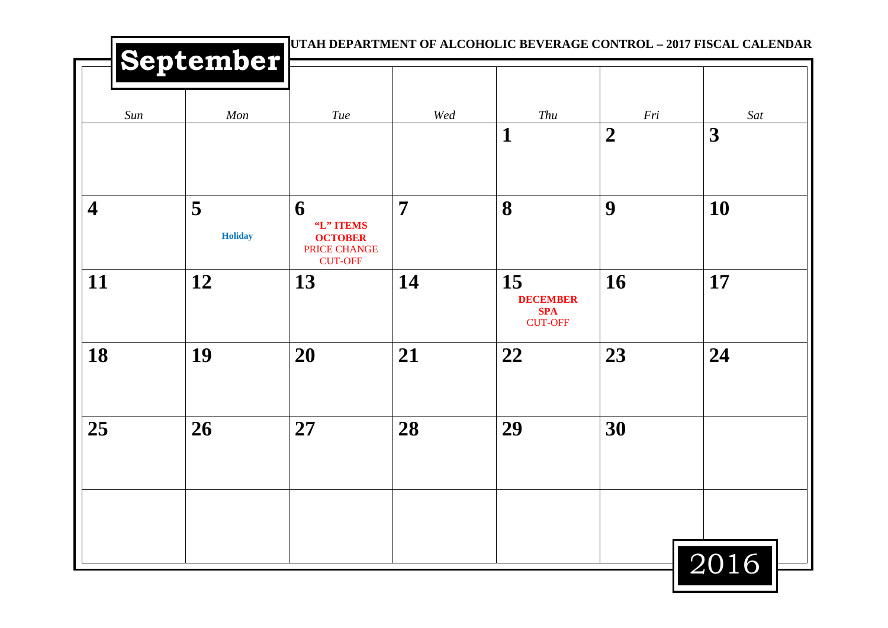UTAH DEPARTMENT OF ALCOHOLIC BEVERAGE CONTROL – 2017 FISCAL CALENDAR

# September 2016

| *Sun* | *Mon* | *Tue* | *Wed* | *Thu* | *Fri* | *Sat* |
|---|---|---|---|---|---|---|
| | | | | **1** | **2** | **3** |
| **4** | **5** **Holiday** | **6** **"L" ITEMS** **OCTOBER** PRICE CHANGE CUT-OFF | **7** | **8** | **9** | **10** |
| **11** | **12** | **13** | **14** | **15** **DECEMBER** **SPA** CUT-OFF | **16** | **17** |
| **18** | **19** | **20** | **21** | **22** | **23** | **24** |
| **25** | **26** | **27** | **28** | **29** | **30** | |
| | | | | | | |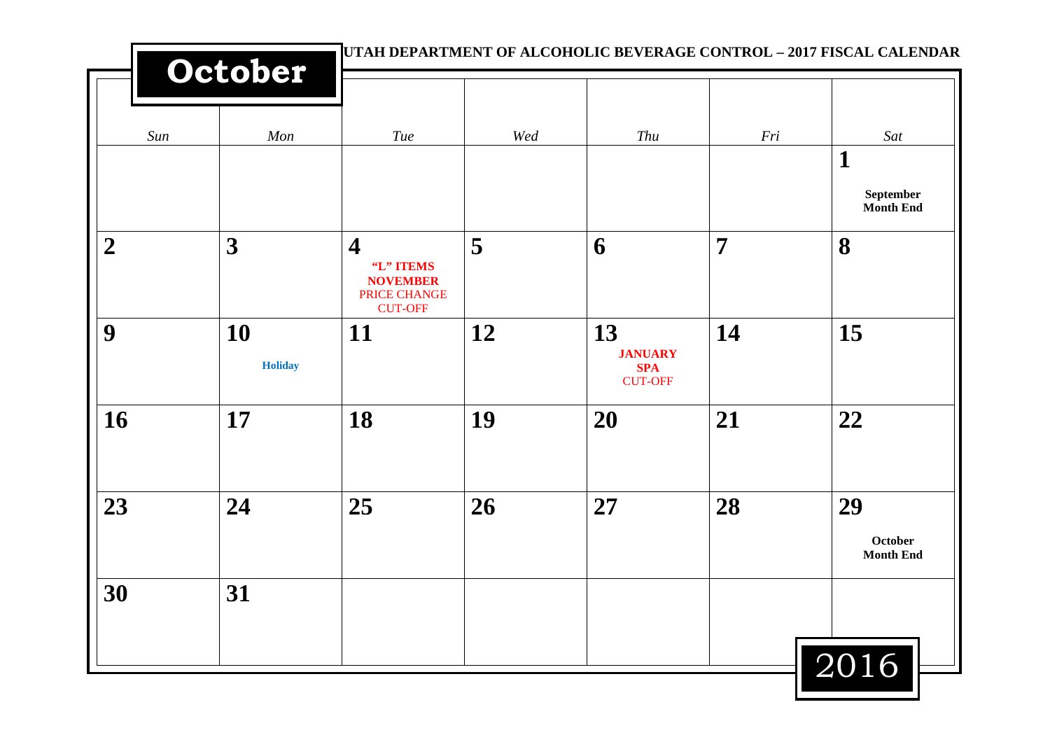# October

**UTAH DEPARTMENT OF ALCOHOLIC BEVERAGE CONTROL – 2017 FISCAL CALENDAR**

| *Sun* | *Mon* | *Tue* | *Wed* | *Thu* | *Fri* | *Sat* |
|---|---|---|---|---|---|---|
| | | | | | | **1** **September Month End** |
| **2** | **3** | **4** **"L" ITEMS NOVEMBER** PRICE CHANGE CUT-OFF | **5** | **6** | **7** | **8** |
| **9** | **10** **Holiday** | **11** | **12** | **13** **JANUARY SPA** CUT-OFF | **14** | **15** |
| **16** | **17** | **18** | **19** | **20** | **21** | **22** |
| **23** | **24** | **25** | **26** | **27** | **28** | **29** **October Month End** |
| **30** | **31** | | | | | |

2016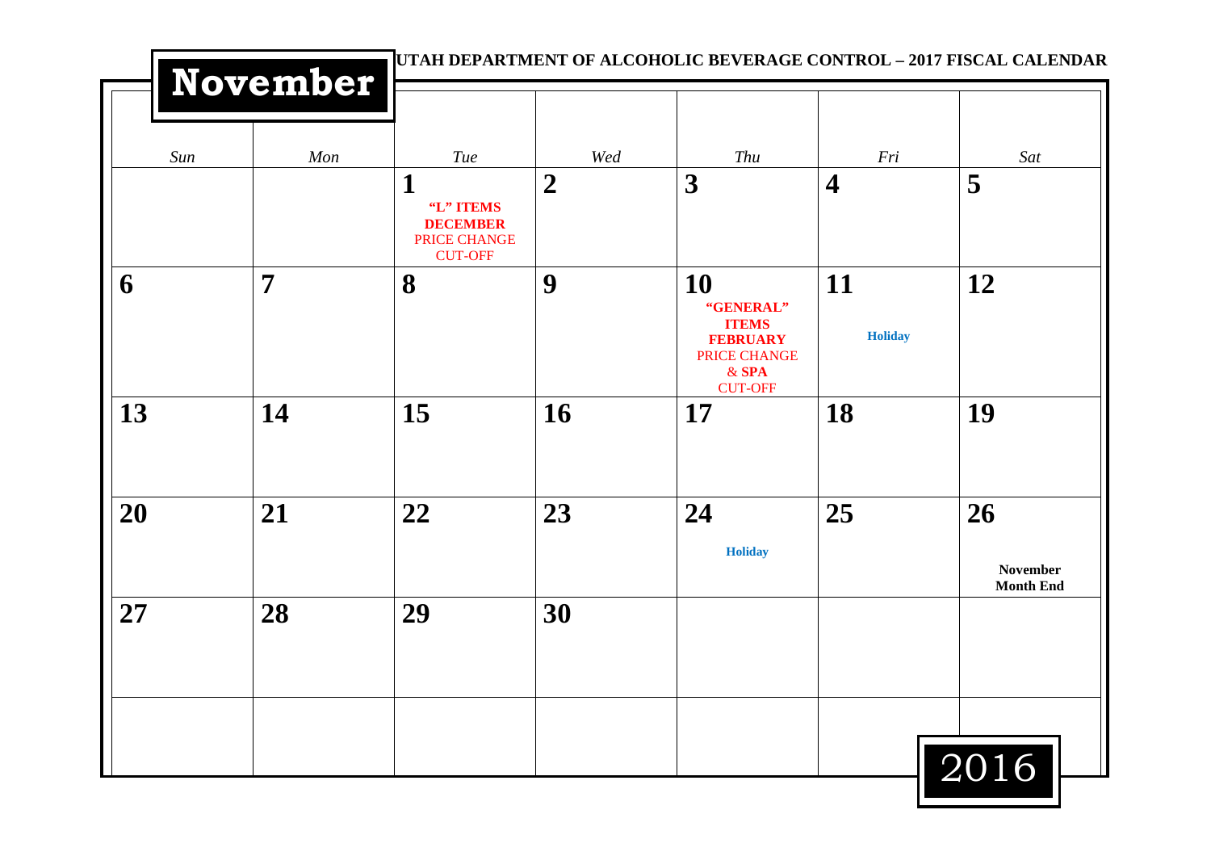UTAH DEPARTMENT OF ALCOHOLIC BEVERAGE CONTROL – 2017 FISCAL CALENDAR

# November 2016

| *Sun* | *Mon* | *Tue* | *Wed* | *Thu* | *Fri* | *Sat* |
|---|---|---|---|---|---|---|
| | | **1** **"L" ITEMS DECEMBER** PRICE CHANGE CUT-OFF | **2** | **3** | **4** | **5** |
| **6** | **7** | **8** | **9** | **10** **"GENERAL" ITEMS FEBRUARY** PRICE CHANGE & **SPA** CUT-OFF | **11** **Holiday** | **12** |
| **13** | **14** | **15** | **16** | **17** | **18** | **19** |
| **20** | **21** | **22** | **23** | **24** **Holiday** | **25** | **26** **November Month End** |
| **27** | **28** | **29** | **30** | | | |
| | | | | | | |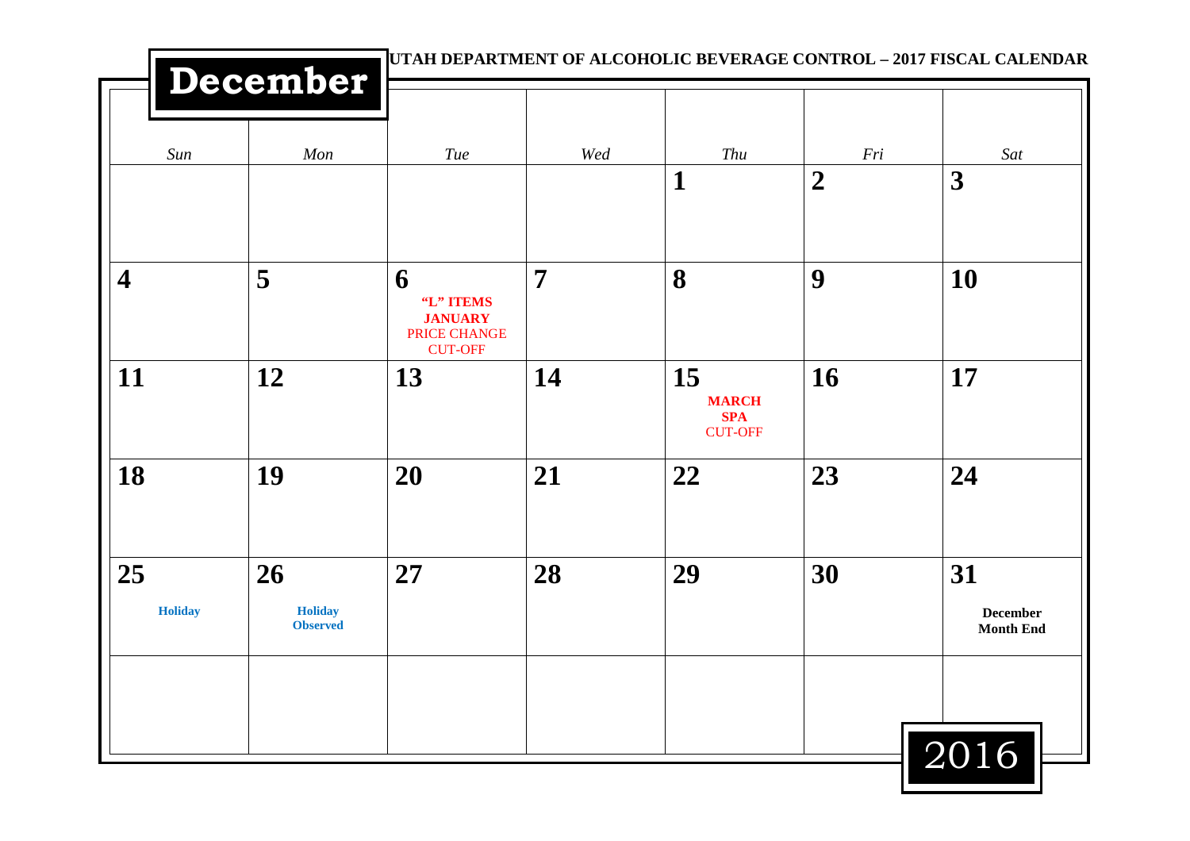UTAH DEPARTMENT OF ALCOHOLIC BEVERAGE CONTROL – 2017 FISCAL CALENDAR

# December 2016

| Sun | Mon | Tue | Wed | Thu | Fri | Sat |
|---|---|---|---|---|---|---|
| | | | | **1** | **2** | **3** |
| **4** | **5** | **6** **"L" ITEMS JANUARY** PRICE CHANGE CUT-OFF | **7** | **8** | **9** | **10** |
| **11** | **12** | **13** | **14** | **15** **MARCH SPA** CUT-OFF | **16** | **17** |
| **18** | **19** | **20** | **21** | **22** | **23** | **24** |
| **25** **Holiday** | **26** **Holiday Observed** | **27** | **28** | **29** | **30** | **31** **December Month End** |
| | | | | | | |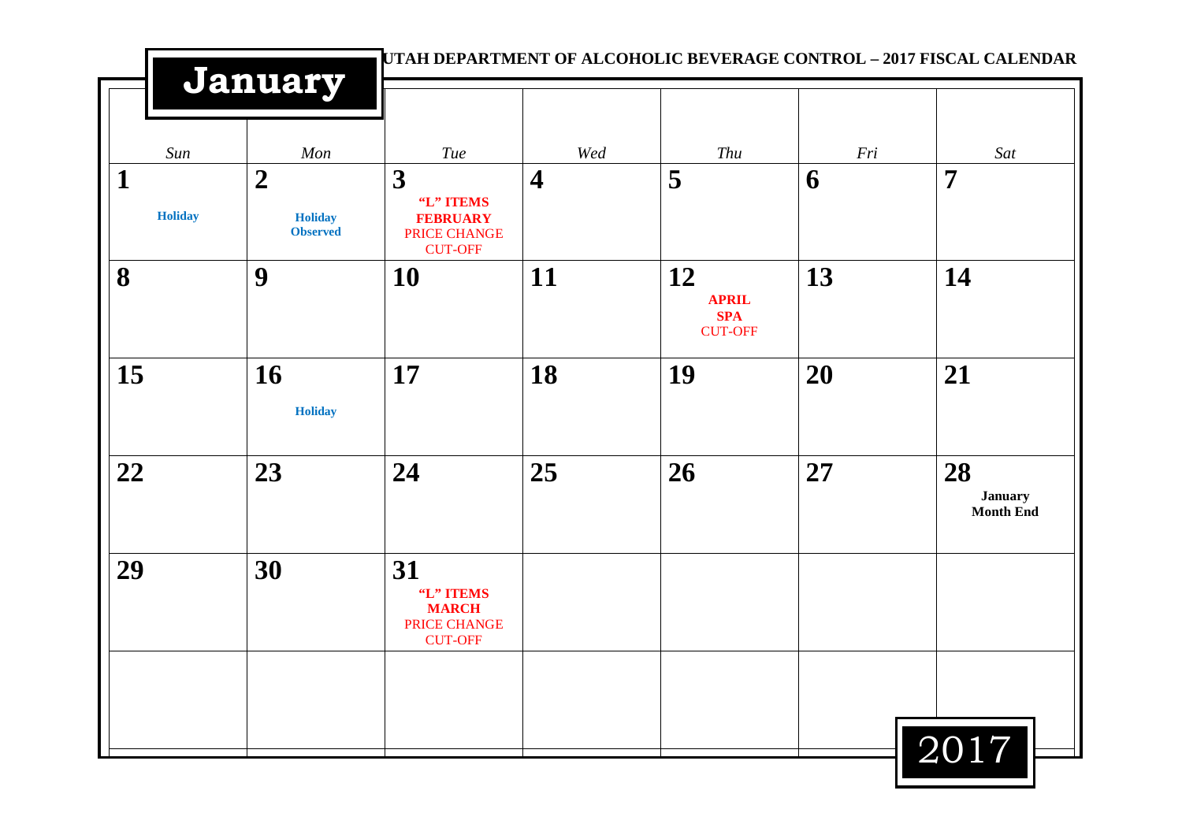UTAH DEPARTMENT OF ALCOHOLIC BEVERAGE CONTROL – 2017 FISCAL CALENDAR

# January

| *Sun* | *Mon* | *Tue* | *Wed* | *Thu* | *Fri* | *Sat* |
| --- | --- | --- | --- | --- | --- | --- |
| **1** Holiday | **2** Holiday Observed | **3** "L" ITEMS FEBRUARY PRICE CHANGE CUT-OFF | **4** | **5** | **6** | **7** |
| **8** | **9** | **10** | **11** | **12** APRIL SPA CUT-OFF | **13** | **14** |
| **15** | **16** Holiday | **17** | **18** | **19** | **20** | **21** |
| **22** | **23** | **24** | **25** | **26** | **27** | **28** January Month End |
| **29** | **30** | **31** "L" ITEMS MARCH PRICE CHANGE CUT-OFF | | | | |
| | | | | | | |

2017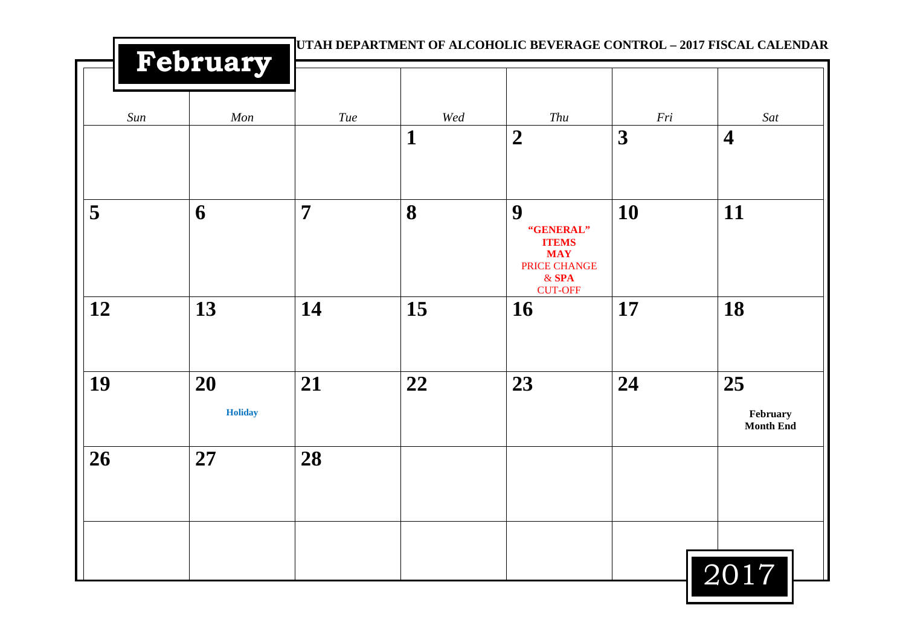# February

**UTAH DEPARTMENT OF ALCOHOLIC BEVERAGE CONTROL – 2017 FISCAL CALENDAR**

| *Sun* | *Mon* | *Tue* | *Wed* | *Thu* | *Fri* | *Sat* |
|---|---|---|---|---|---|---|
| | | | **1** | **2** | **3** | **4** |
| **5** | **6** | **7** | **8** | **9** **"GENERAL" ITEMS MAY** PRICE CHANGE & **SPA** CUT-OFF | **10** | **11** |
| **12** | **13** | **14** | **15** | **16** | **17** | **18** |
| **19** | **20** **Holiday** | **21** | **22** | **23** | **24** | **25** **February Month End** |
| **26** | **27** | **28** | | | | |
| | | | | | | |

2017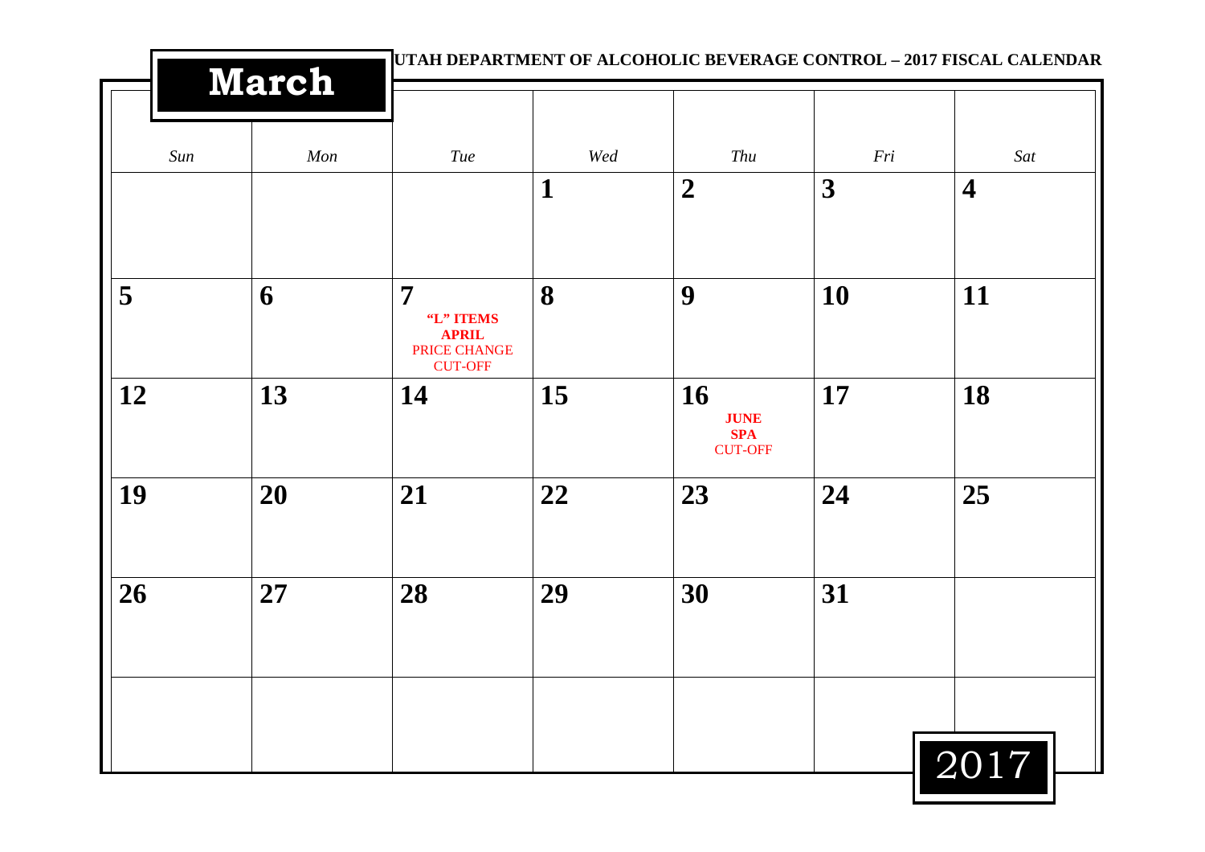# UTAH DEPARTMENT OF ALCOHOLIC BEVERAGE CONTROL – 2017 FISCAL CALENDAR

## March 2017

| Sun | Mon | Tue | Wed | Thu | Fri | Sat |
|---|---|---|---|---|---|---|
| | | | **1** | **2** | **3** | **4** |
| **5** | **6** | **7** **"L" ITEMS APRIL** PRICE CHANGE CUT-OFF | **8** | **9** | **10** | **11** |
| **12** | **13** | **14** | **15** | **16** **JUNE SPA** CUT-OFF | **17** | **18** |
| **19** | **20** | **21** | **22** | **23** | **24** | **25** |
| **26** | **27** | **28** | **29** | **30** | **31** | |
| | | | | | | |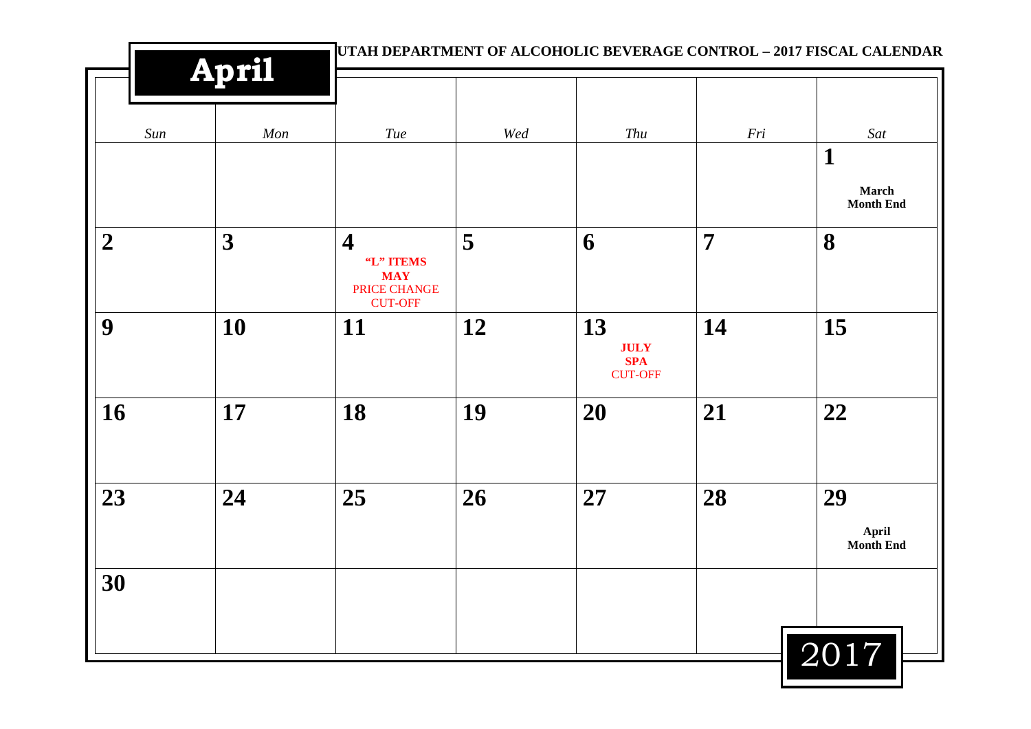**UTAH DEPARTMENT OF ALCOHOLIC BEVERAGE CONTROL – 2017 FISCAL CALENDAR**

# April 2017

| Sun | Mon | Tue | Wed | Thu | Fri | Sat |
|---|---|---|---|---|---|---|
| | | | | | | **1** **March Month End** |
| **2** | **3** | **4** **"L" ITEMS MAY** PRICE CHANGE CUT-OFF | **5** | **6** | **7** | **8** |
| **9** | **10** | **11** | **12** | **13** **JULY SPA** CUT-OFF | **14** | **15** |
| **16** | **17** | **18** | **19** | **20** | **21** | **22** |
| **23** | **24** | **25** | **26** | **27** | **28** | **29** **April Month End** |
| **30** | | | | | | |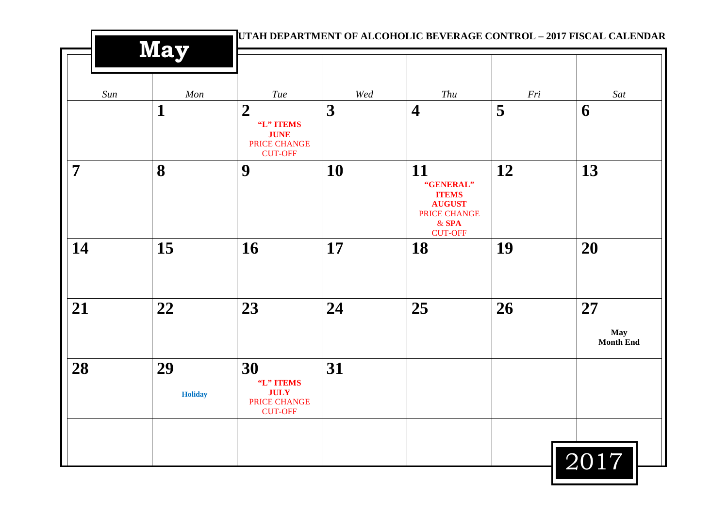# May

**UTAH DEPARTMENT OF ALCOHOLIC BEVERAGE CONTROL – 2017 FISCAL CALENDAR**

| *Sun* | *Mon* | *Tue* | *Wed* | *Thu* | *Fri* | *Sat* |
|---|---|---|---|---|---|---|
| | **1** | **2** **"L" ITEMS JUNE** PRICE CHANGE CUT-OFF | **3** | **4** | **5** | **6** |
| **7** | **8** | **9** | **10** | **11** **"GENERAL" ITEMS AUGUST** PRICE CHANGE & **SPA** CUT-OFF | **12** | **13** |
| **14** | **15** | **16** | **17** | **18** | **19** | **20** |
| **21** | **22** | **23** | **24** | **25** | **26** | **27** **May Month End** |
| **28** | **29** **Holiday** | **30** **"L" ITEMS JULY** PRICE CHANGE CUT-OFF | **31** | | | |
| | | | | | | |

2017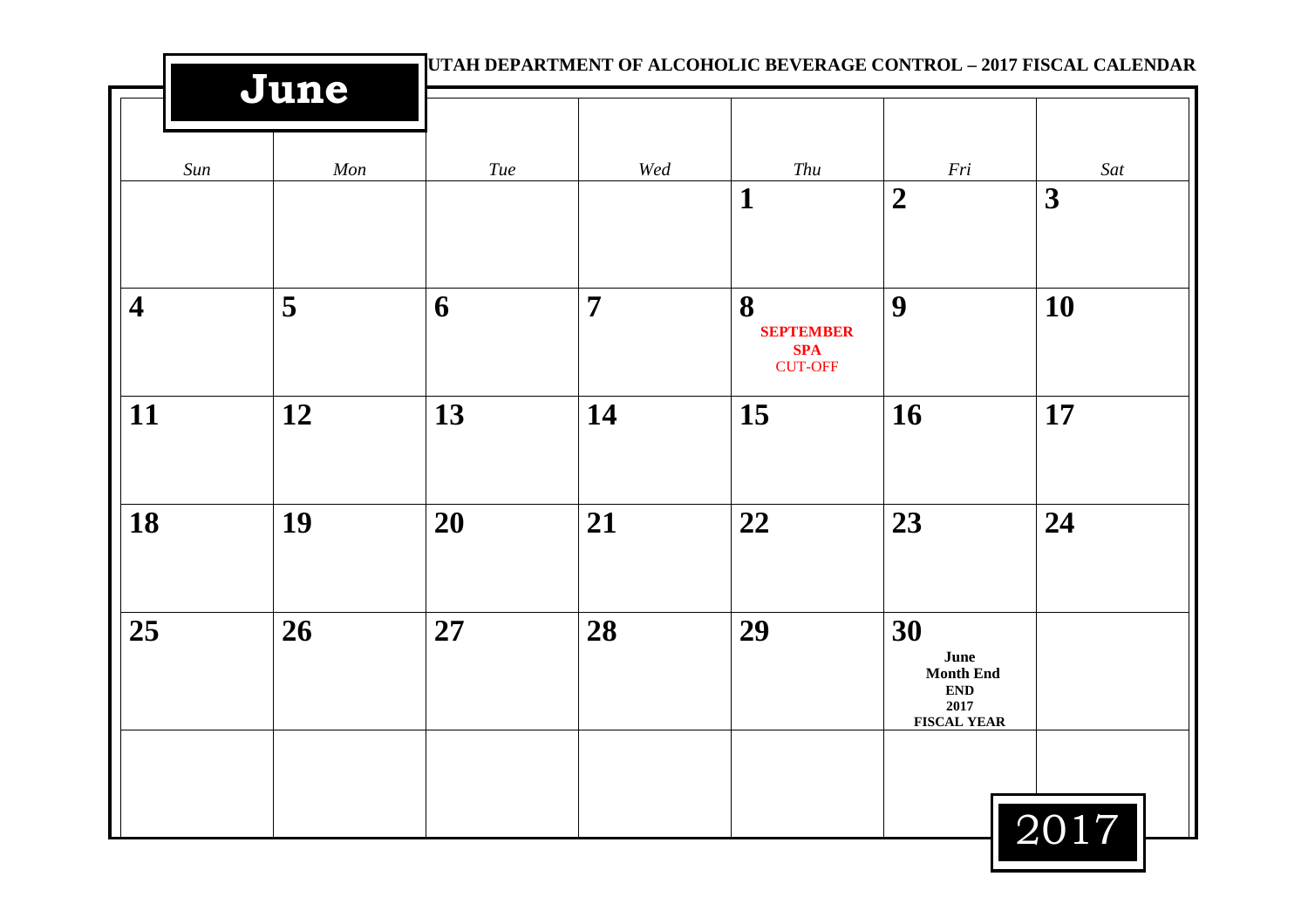UTAH DEPARTMENT OF ALCOHOLIC BEVERAGE CONTROL – 2017 FISCAL CALENDAR

# June

| *Sun* | *Mon* | *Tue* | *Wed* | *Thu* | *Fri* | *Sat* |
|---|---|---|---|---|---|---|
| | | | | **1** | **2** | **3** |
| **4** | **5** | **6** | **7** | **8** **SEPTEMBER SPA** CUT-OFF | **9** | **10** |
| **11** | **12** | **13** | **14** | **15** | **16** | **17** |
| **18** | **19** | **20** | **21** | **22** | **23** | **24** |
| **25** | **26** | **27** | **28** | **29** | **30** **June Month End END 2017 FISCAL YEAR** | |
| | | | | | | |

2017